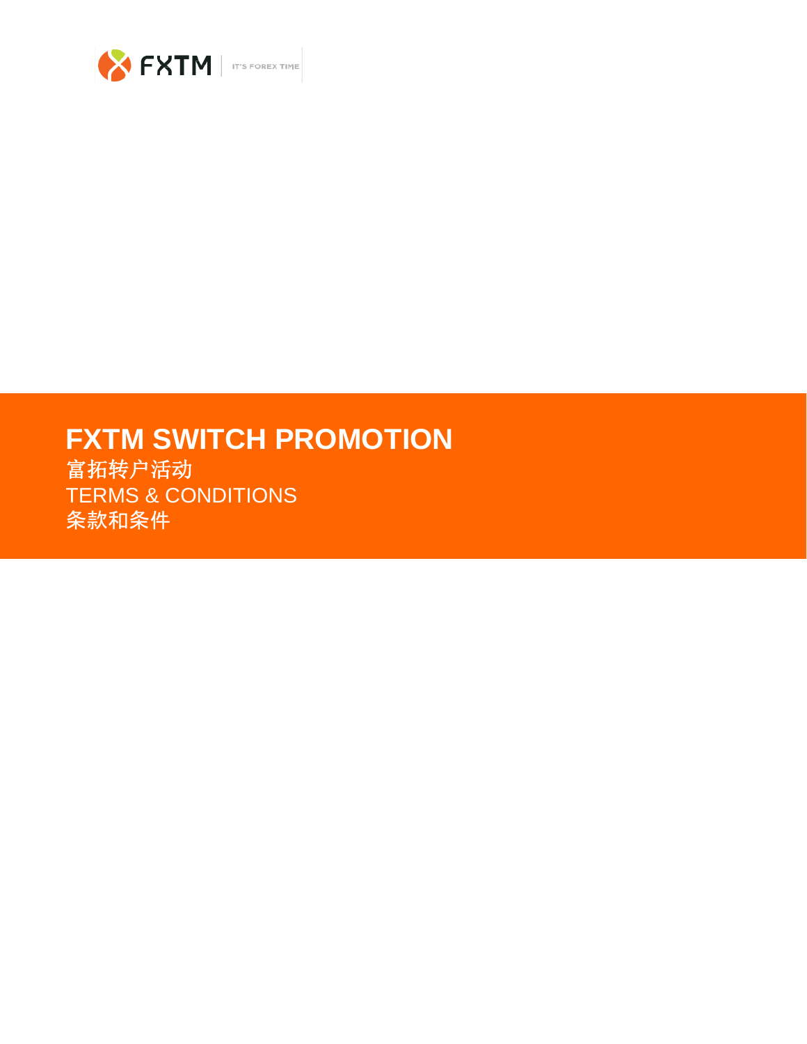# FXTM SWITCH PROMOTION

富拓转户活动

TERMS & CONDITIONS

条款和条件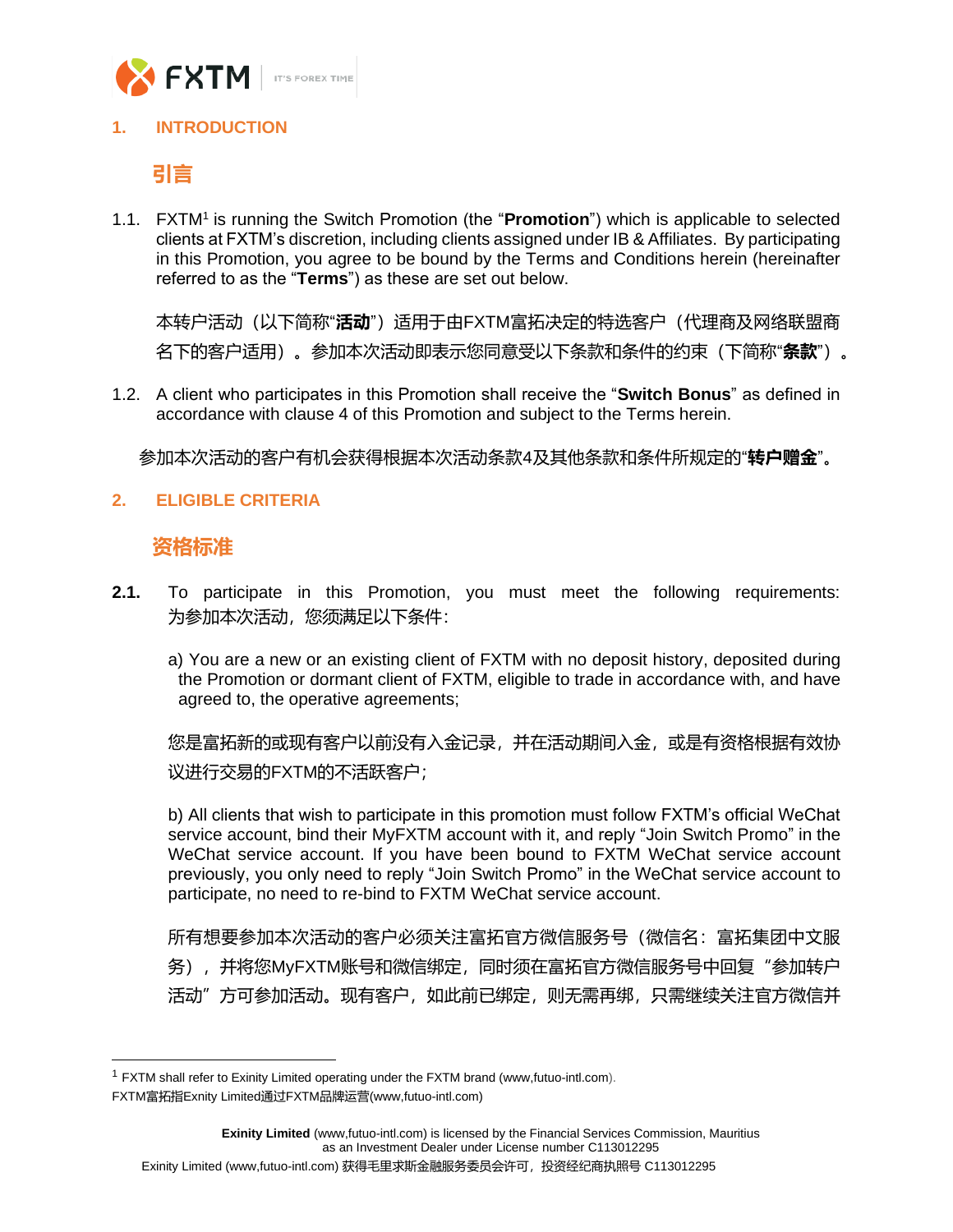## 1. INTRODUCTION

## 引言

1.1. FXTM[1] is running the Switch Promotion (the "**Promotion**") which is applicable to selected clients at FXTM's discretion, including clients assigned under IB & Affiliates. By participating in this Promotion, you agree to be bound by the Terms and Conditions herein (hereinafter referred to as the "**Terms**") as these are set out below.

本转户活动（以下简称"**活动**"）适用于由FXTM富拓决定的特选客户（代理商及网络联盟商名下的客户适用）。参加本次活动即表示您同意受以下条款和条件的约束（下简称"**条款**"）。

1.2. A client who participates in this Promotion shall receive the "**Switch Bonus**" as defined in accordance with clause 4 of this Promotion and subject to the Terms herein.

参加本次活动的客户有机会获得根据本次活动条款4及其他条款和条件所规定的"**转户赠金**"。

## 2. ELIGIBLE CRITERIA

## 资格标准

**2.1.** To participate in this Promotion, you must meet the following requirements: 为参加本次活动，您须满足以下条件：

a) You are a new or an existing client of FXTM with no deposit history, deposited during the Promotion or dormant client of FXTM, eligible to trade in accordance with, and have agreed to, the operative agreements;

您是富拓新的或现有客户以前没有入金记录，并在活动期间入金，或是有资格根据有效协议进行交易的FXTM的不活跃客户；

b) All clients that wish to participate in this promotion must follow FXTM's official WeChat service account, bind their MyFXTM account with it, and reply "Join Switch Promo" in the WeChat service account. If you have been bound to FXTM WeChat service account previously, you only need to reply "Join Switch Promo" in the WeChat service account to participate, no need to re-bind to FXTM WeChat service account.

所有想要参加本次活动的客户必须关注富拓官方微信服务号（微信名：富拓集团中文服务），并将您MyFXTM账号和微信绑定，同时须在富拓官方微信服务号中回复"参加转户活动"方可参加活动。现有客户，如此前已绑定，则无需再绑，只需继续关注官方微信并

---

[1] FXTM shall refer to Exinity Limited operating under the FXTM brand (www,futuo-intl.com).
FXTM富拓指Exinity Limited通过FXTM品牌运营(www,futuo-intl.com)

**Exinity Limited** (www,futuo-intl.com) is licensed by the Financial Services Commission, Mauritius as an Investment Dealer under License number C113012295
Exinity Limited (www,futuo-intl.com) 获得毛里求斯金融服务委员会许可，投资经纪商执照号 C113012295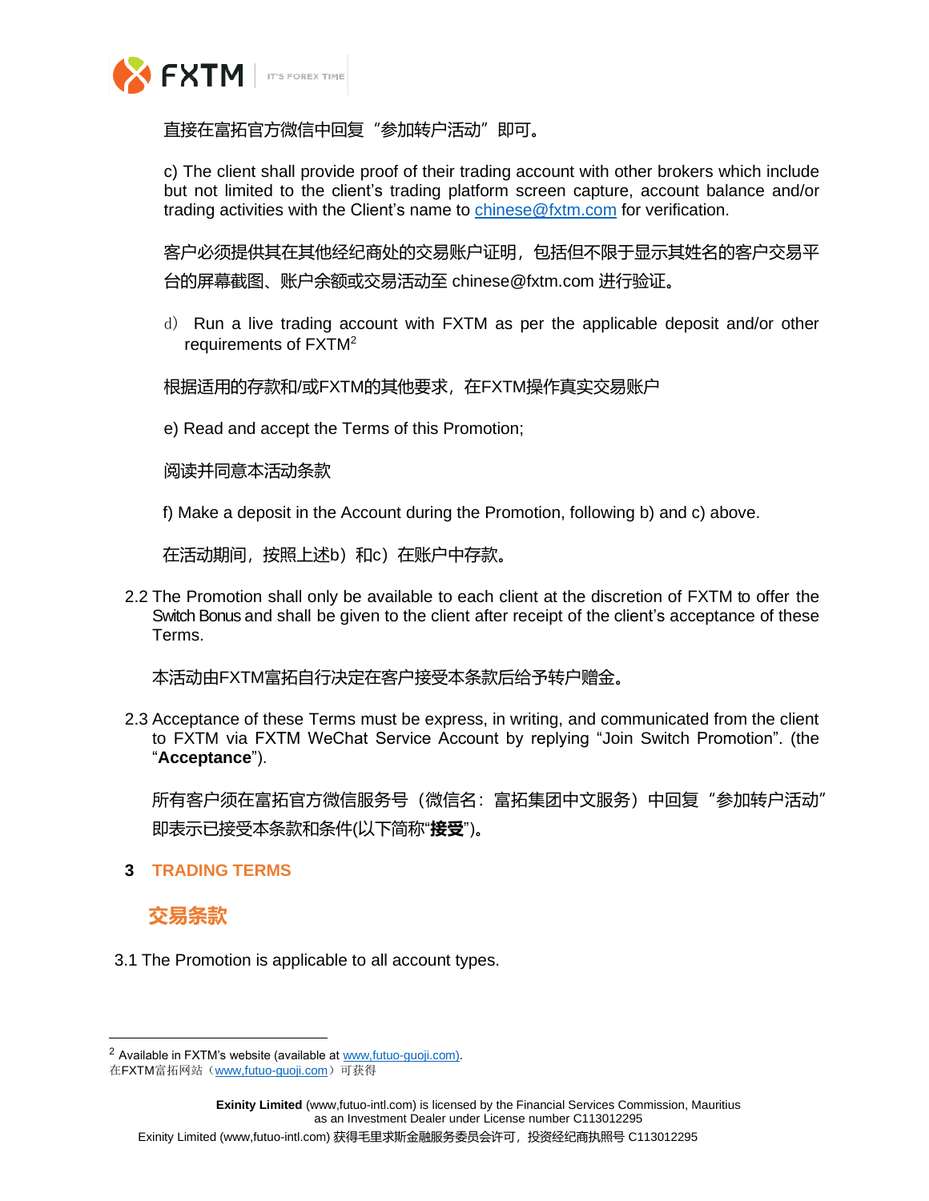直接在富拓官方微信中回复“参加转户活动”即可。

c) The client shall provide proof of their trading account with other brokers which include but not limited to the client's trading platform screen capture, account balance and/or trading activities with the Client's name to chinese@fxtm.com for verification.

客户必须提供其在其他经纪商处的交易账户证明，包括但不限于显示其姓名的客户交易平台的屏幕截图、账户余额或交易活动至 chinese@fxtm.com 进行验证。

d） Run a live trading account with FXTM as per the applicable deposit and/or other requirements of FXTM[2]

根据适用的存款和/或FXTM的其他要求，在FXTM操作真实交易账户

e) Read and accept the Terms of this Promotion;

阅读并同意本活动条款

f) Make a deposit in the Account during the Promotion, following b) and c) above.

在活动期间，按照上述b）和c）在账户中存款。

2.2 The Promotion shall only be available to each client at the discretion of FXTM to offer the Switch Bonus and shall be given to the client after receipt of the client's acceptance of these Terms.

本活动由FXTM富拓自行决定在客户接受本条款后给予转户赠金。

2.3 Acceptance of these Terms must be express, in writing, and communicated from the client to FXTM via FXTM WeChat Service Account by replying "Join Switch Promotion". (the "**Acceptance**").

所有客户须在富拓官方微信服务号（微信名：富拓集团中文服务）中回复“参加转户活动”即表示已接受本条款和条件(以下简称“**接受**”)。

## 3 TRADING TERMS

## 交易条款

3.1 The Promotion is applicable to all account types.

---

[2] Available in FXTM's website (available at www,futuo-guoji.com).
在FXTM富拓网站（www,futuo-guoji.com）可获得

**Exinity Limited** (www,futuo-intl.com) is licensed by the Financial Services Commission, Mauritius as an Investment Dealer under License number C113012295
Exinity Limited (www,futuo-intl.com) 获得毛里求斯金融服务委员会许可，投资经纪商执照号 C113012295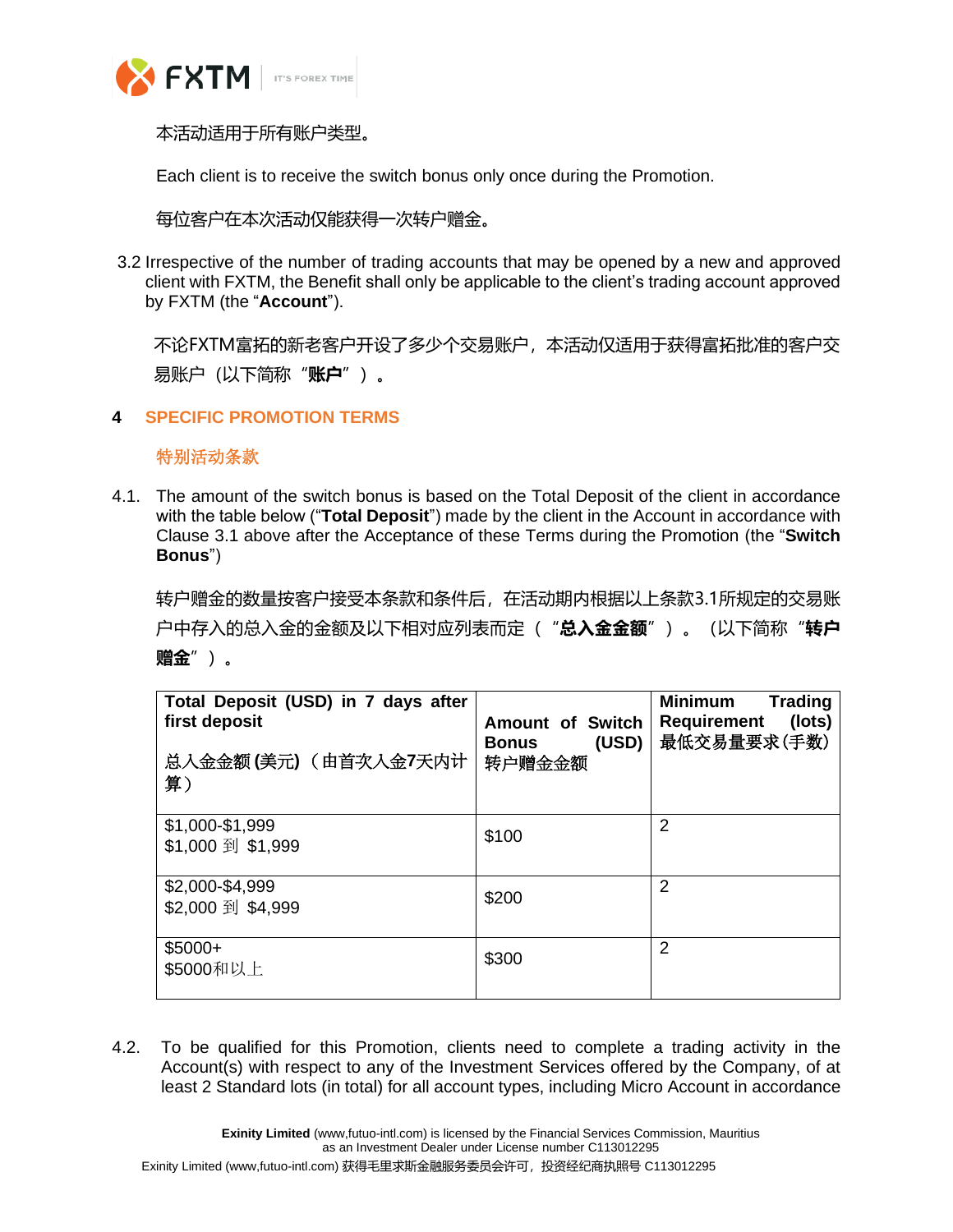本活动适用于所有账户类型。

Each client is to receive the switch bonus only once during the Promotion.

每位客户在本次活动仅能获得一次转户赠金。

3.2 Irrespective of the number of trading accounts that may be opened by a new and approved client with FXTM, the Benefit shall only be applicable to the client's trading account approved by FXTM (the "**Account**").

不论FXTM富拓的新老客户开设了多少个交易账户，本活动仅适用于获得富拓批准的客户交易账户（以下简称 "**账户**"）。

## 4 SPECIFIC PROMOTION TERMS

## 特别活动条款

4.1. The amount of the switch bonus is based on the Total Deposit of the client in accordance with the table below ("**Total Deposit**") made by the client in the Account in accordance with Clause 3.1 above after the Acceptance of these Terms during the Promotion (the "**Switch Bonus**")

转户赠金的数量按客户接受本条款和条件后，在活动期内根据以上条款3.1所规定的交易账户中存入的总入金的金额及以下相对应列表而定（"**总入金金额**"）。（以下简称 "**转户赠金**"）。

| **Total Deposit (USD) in 7 days after first deposit**<br>**总入金金额 (美元)（由首次入金7天内计算）** | **Amount of Switch Bonus (USD)**<br>**转户赠金金额** | **Minimum Trading Requirement (lots)**<br>**最低交易量要求(手数)** |
|---|---|---|
| $1,000-$1,999<br>$1,000 到 $1,999 | $100 | 2 |
| $2,000-$4,999<br>$2,000 到 $4,999 | $200 | 2 |
| $5000+<br>$5000和以上 | $300 | 2 |

4.2. To be qualified for this Promotion, clients need to complete a trading activity in the Account(s) with respect to any of the Investment Services offered by the Company, of at least 2 Standard lots (in total) for all account types, including Micro Account in accordance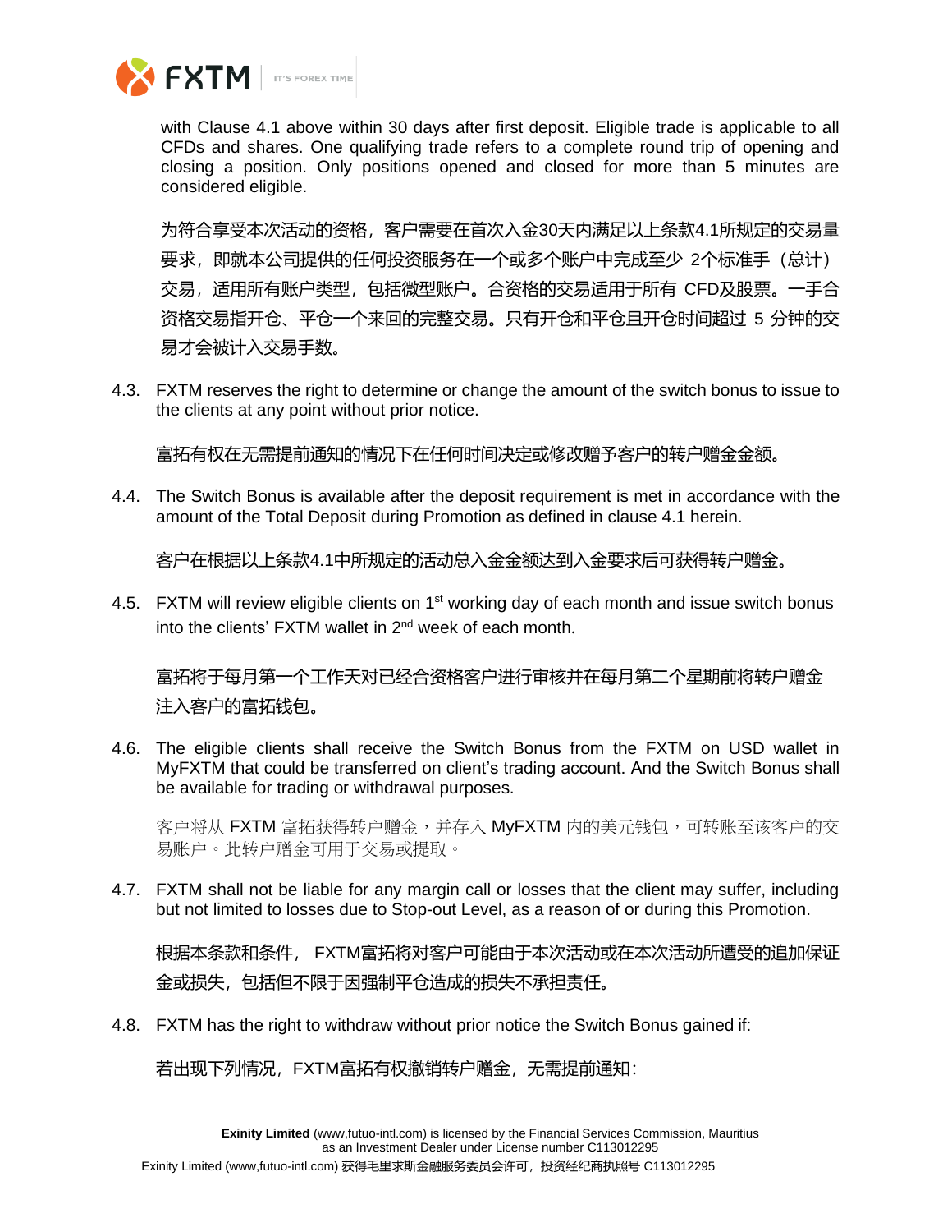with Clause 4.1 above within 30 days after first deposit. Eligible trade is applicable to all CFDs and shares. One qualifying trade refers to a complete round trip of opening and closing a position. Only positions opened and closed for more than 5 minutes are considered eligible.

为符合享受本次活动的资格，客户需要在首次入金30天内满足以上条款4.1所规定的交易量要求，即就本公司提供的任何投资服务在一个或多个账户中完成至少 2个标准手（总计）交易，适用所有账户类型，包括微型账户。合资格的交易适用于所有 CFD及股票。一手合资格交易指开仓、平仓一个来回的完整交易。只有开仓和平仓且开仓时间超过 5 分钟的交易才会被计入交易手数。

4.3. FXTM reserves the right to determine or change the amount of the switch bonus to issue to the clients at any point without prior notice.

富拓有权在无需提前通知的情况下在任何时间决定或修改赠予客户的转户赠金金额。

4.4. The Switch Bonus is available after the deposit requirement is met in accordance with the amount of the Total Deposit during Promotion as defined in clause 4.1 herein.

客户在根据以上条款4.1中所规定的活动总入金金额达到入金要求后可获得转户赠金。

4.5. FXTM will review eligible clients on 1st working day of each month and issue switch bonus into the clients' FXTM wallet in 2nd week of each month.

富拓将于每月第一个工作天对已经合资格客户进行审核并在每月第二个星期前将转户赠金注入客户的富拓钱包。

4.6. The eligible clients shall receive the Switch Bonus from the FXTM on USD wallet in MyFXTM that could be transferred on client's trading account. And the Switch Bonus shall be available for trading or withdrawal purposes.

客户将从 FXTM 富拓获得转户赠金，并存入 MyFXTM 内的美元钱包，可转账至该客户的交易账户。此转户赠金可用于交易或提取。

4.7. FXTM shall not be liable for any margin call or losses that the client may suffer, including but not limited to losses due to Stop-out Level, as a reason of or during this Promotion.

根据本条款和条件， FXTM富拓将对客户可能由于本次活动或在本次活动所遭受的追加保证金或损失，包括但不限于因强制平仓造成的损失不承担责任。

4.8. FXTM has the right to withdraw without prior notice the Switch Bonus gained if:

若出现下列情况，FXTM富拓有权撤销转户赠金，无需提前通知：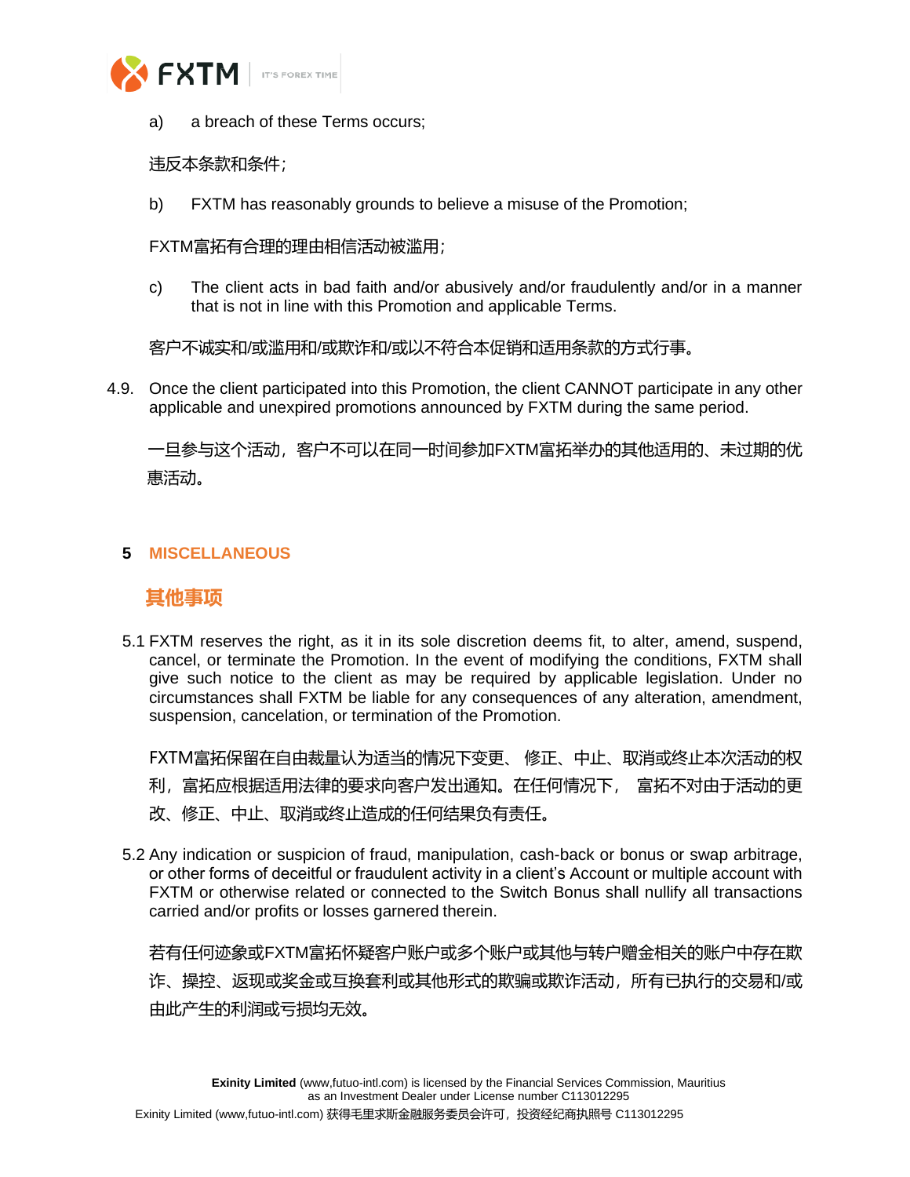a) a breach of these Terms occurs;

违反本条款和条件;

b) FXTM has reasonably grounds to believe a misuse of the Promotion;

FXTM富拓有合理的理由相信活动被滥用;

c) The client acts in bad faith and/or abusively and/or fraudulently and/or in a manner that is not in line with this Promotion and applicable Terms.

客户不诚实和/或滥用和/或欺诈和/或以不符合本促销和适用条款的方式行事。

4.9. Once the client participated into this Promotion, the client CANNOT participate in any other applicable and unexpired promotions announced by FXTM during the same period.

一旦参与这个活动，客户不可以在同一时间参加FXTM富拓举办的其他适用的、未过期的优惠活动。

## 5 MISCELLANEOUS

## 其他事项

5.1 FXTM reserves the right, as it in its sole discretion deems fit, to alter, amend, suspend, cancel, or terminate the Promotion. In the event of modifying the conditions, FXTM shall give such notice to the client as may be required by applicable legislation. Under no circumstances shall FXTM be liable for any consequences of any alteration, amendment, suspension, cancelation, or termination of the Promotion.

FXTM富拓保留在自由裁量认为适当的情况下变更、 修正、中止、取消或终止本次活动的权利，富拓应根据适用法律的要求向客户发出通知。在任何情况下， 富拓不对由于活动的更改、修正、中止、取消或终止造成的任何结果负有责任。

5.2 Any indication or suspicion of fraud, manipulation, cash-back or bonus or swap arbitrage, or other forms of deceitful or fraudulent activity in a client's Account or multiple account with FXTM or otherwise related or connected to the Switch Bonus shall nullify all transactions carried and/or profits or losses garnered therein.

若有任何迹象或FXTM富拓怀疑客户账户或多个账户或其他与转户赠金相关的账户中存在欺诈、操控、返现或奖金或互换套利或其他形式的欺骗或欺诈活动，所有已执行的交易和/或由此产生的利润或亏损均无效。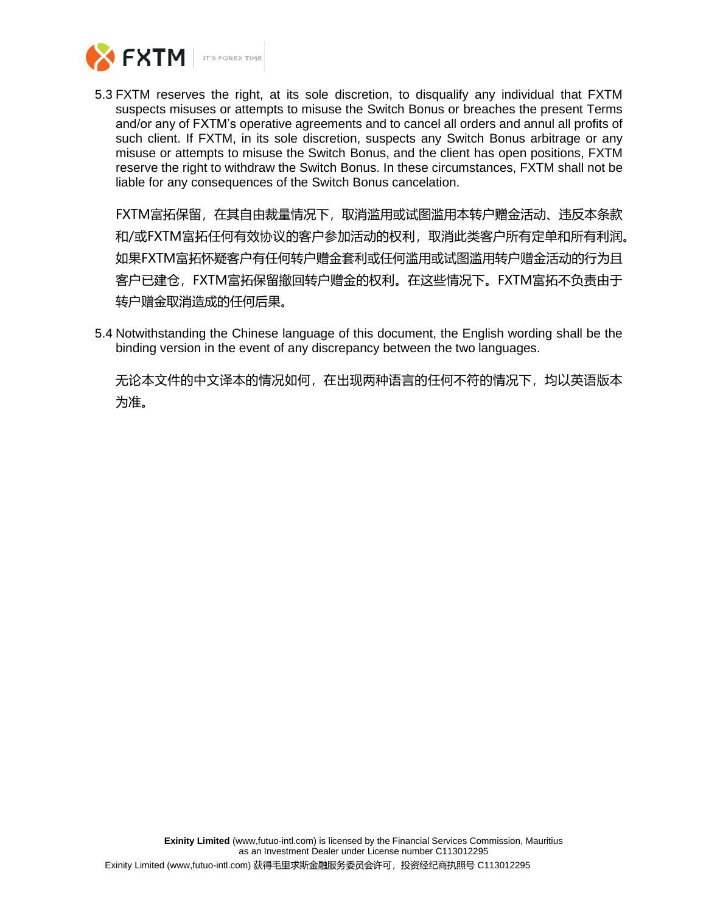5.3 FXTM reserves the right, at its sole discretion, to disqualify any individual that FXTM suspects misuses or attempts to misuse the Switch Bonus or breaches the present Terms and/or any of FXTM's operative agreements and to cancel all orders and annul all profits of such client. If FXTM, in its sole discretion, suspects any Switch Bonus arbitrage or any misuse or attempts to misuse the Switch Bonus, and the client has open positions, FXTM reserve the right to withdraw the Switch Bonus. In these circumstances, FXTM shall not be liable for any consequences of the Switch Bonus cancelation.

FXTM富拓保留，在其自由裁量情况下，取消滥用或试图滥用本转户赠金活动、违反本条款和/或FXTM富拓任何有效协议的客户参加活动的权利，取消此类客户所有定单和所有利润。如果FXTM富拓怀疑客户有任何转户赠金套利或任何滥用或试图滥用转户赠金活动的行为且客户已建仓，FXTM富拓保留撤回转户赠金的权利。在这些情况下。FXTM富拓不负责由于转户赠金取消造成的任何后果。

5.4 Notwithstanding the Chinese language of this document, the English wording shall be the binding version in the event of any discrepancy between the two languages.

无论本文件的中文译本的情况如何，在出现两种语言的任何不符的情况下，均以英语版本为准。